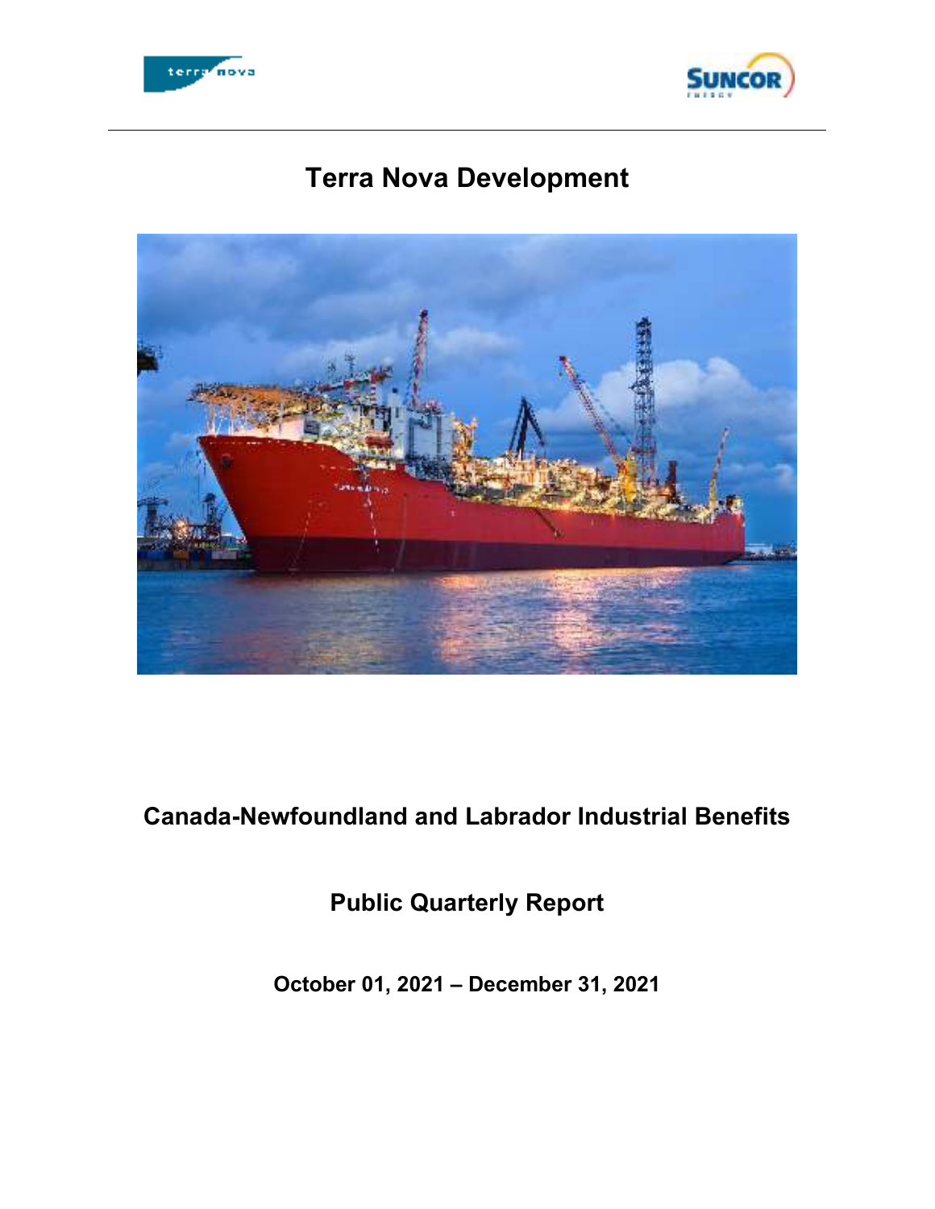# Terra Nova Development

## Canada-Newfoundland and Labrador Industrial Benefits

## Public Quarterly Report

**October 01, 2021 – December 31, 2021**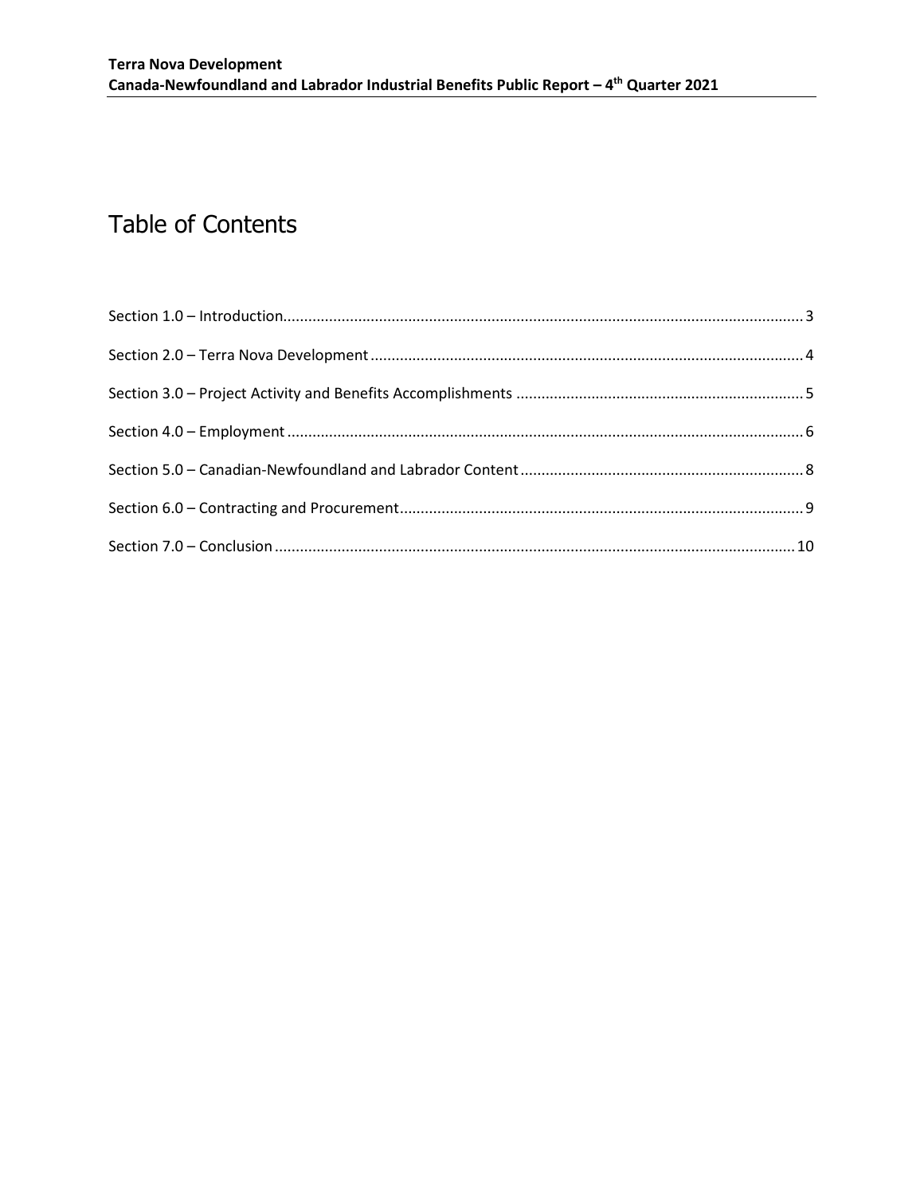# Table of Contents

Section 1.0 – Introduction ........ 3

Section 2.0 – Terra Nova Development ........ 4

Section 3.0 – Project Activity and Benefits Accomplishments ........ 5

Section 4.0 – Employment ........ 6

Section 5.0 – Canadian-Newfoundland and Labrador Content ........ 8

Section 6.0 – Contracting and Procurement ........ 9

Section 7.0 – Conclusion ........ 10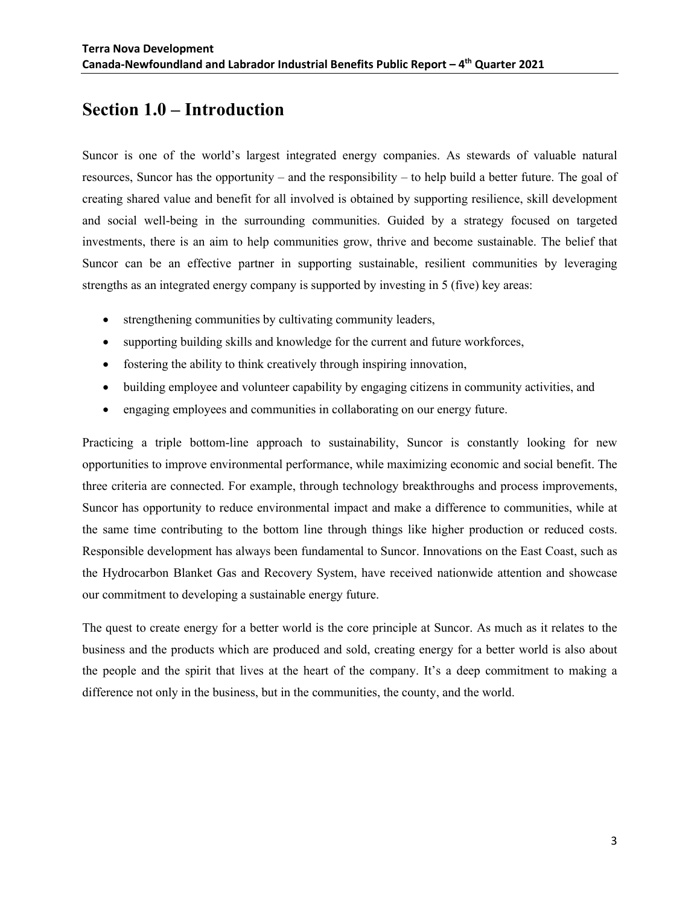# Section 1.0 – Introduction

Suncor is one of the world's largest integrated energy companies. As stewards of valuable natural resources, Suncor has the opportunity – and the responsibility – to help build a better future. The goal of creating shared value and benefit for all involved is obtained by supporting resilience, skill development and social well-being in the surrounding communities. Guided by a strategy focused on targeted investments, there is an aim to help communities grow, thrive and become sustainable. The belief that Suncor can be an effective partner in supporting sustainable, resilient communities by leveraging strengths as an integrated energy company is supported by investing in 5 (five) key areas:

- strengthening communities by cultivating community leaders,
- supporting building skills and knowledge for the current and future workforces,
- fostering the ability to think creatively through inspiring innovation,
- building employee and volunteer capability by engaging citizens in community activities, and
- engaging employees and communities in collaborating on our energy future.

Practicing a triple bottom-line approach to sustainability, Suncor is constantly looking for new opportunities to improve environmental performance, while maximizing economic and social benefit. The three criteria are connected. For example, through technology breakthroughs and process improvements, Suncor has opportunity to reduce environmental impact and make a difference to communities, while at the same time contributing to the bottom line through things like higher production or reduced costs. Responsible development has always been fundamental to Suncor. Innovations on the East Coast, such as the Hydrocarbon Blanket Gas and Recovery System, have received nationwide attention and showcase our commitment to developing a sustainable energy future.

The quest to create energy for a better world is the core principle at Suncor. As much as it relates to the business and the products which are produced and sold, creating energy for a better world is also about the people and the spirit that lives at the heart of the company. It's a deep commitment to making a difference not only in the business, but in the communities, the county, and the world.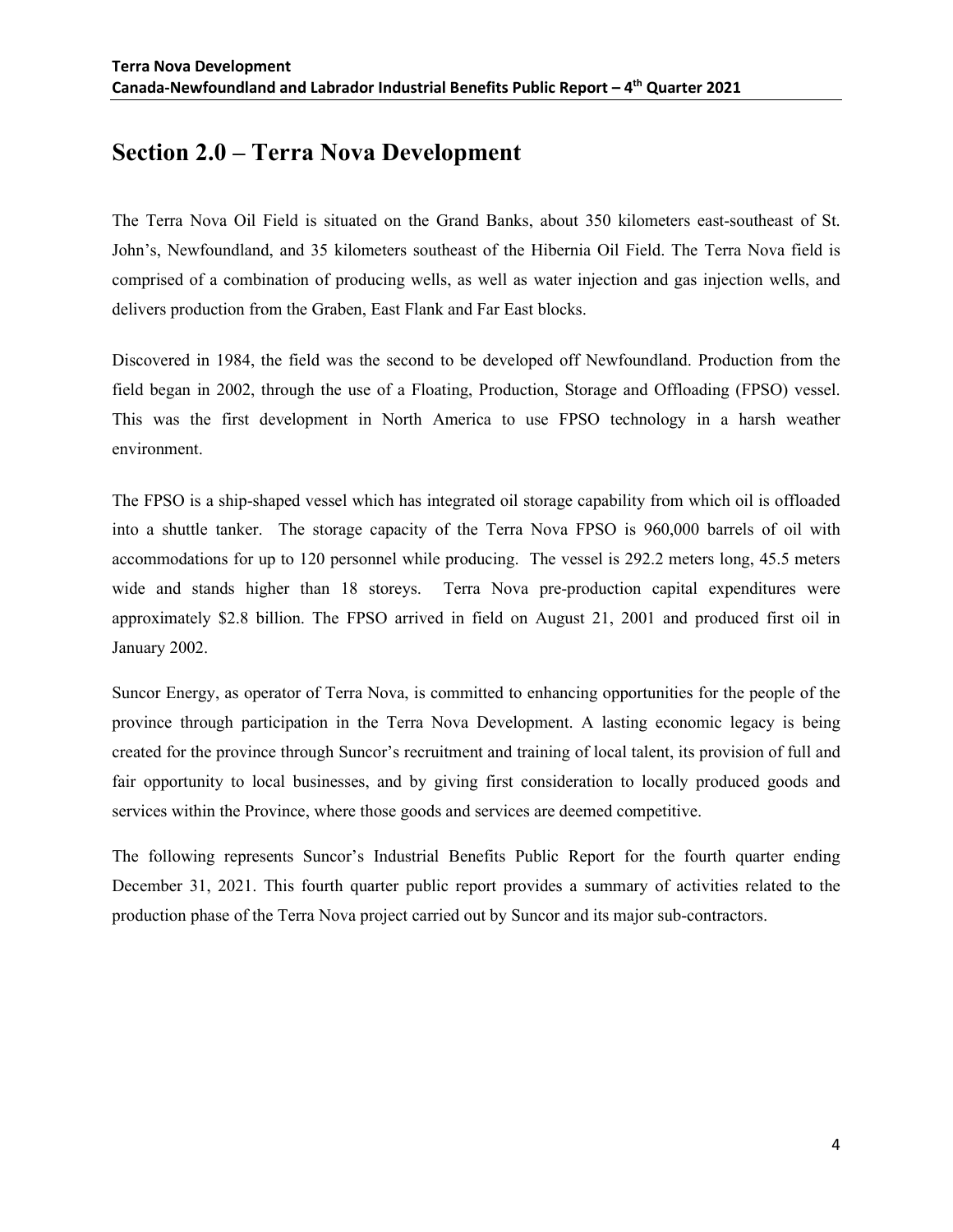## Section 2.0 – Terra Nova Development

The Terra Nova Oil Field is situated on the Grand Banks, about 350 kilometers east-southeast of St. John's, Newfoundland, and 35 kilometers southeast of the Hibernia Oil Field. The Terra Nova field is comprised of a combination of producing wells, as well as water injection and gas injection wells, and delivers production from the Graben, East Flank and Far East blocks.

Discovered in 1984, the field was the second to be developed off Newfoundland. Production from the field began in 2002, through the use of a Floating, Production, Storage and Offloading (FPSO) vessel. This was the first development in North America to use FPSO technology in a harsh weather environment.

The FPSO is a ship-shaped vessel which has integrated oil storage capability from which oil is offloaded into a shuttle tanker. The storage capacity of the Terra Nova FPSO is 960,000 barrels of oil with accommodations for up to 120 personnel while producing. The vessel is 292.2 meters long, 45.5 meters wide and stands higher than 18 storeys. Terra Nova pre-production capital expenditures were approximately $2.8 billion. The FPSO arrived in field on August 21, 2001 and produced first oil in January 2002.

Suncor Energy, as operator of Terra Nova, is committed to enhancing opportunities for the people of the province through participation in the Terra Nova Development. A lasting economic legacy is being created for the province through Suncor's recruitment and training of local talent, its provision of full and fair opportunity to local businesses, and by giving first consideration to locally produced goods and services within the Province, where those goods and services are deemed competitive.

The following represents Suncor's Industrial Benefits Public Report for the fourth quarter ending December 31, 2021. This fourth quarter public report provides a summary of activities related to the production phase of the Terra Nova project carried out by Suncor and its major sub-contractors.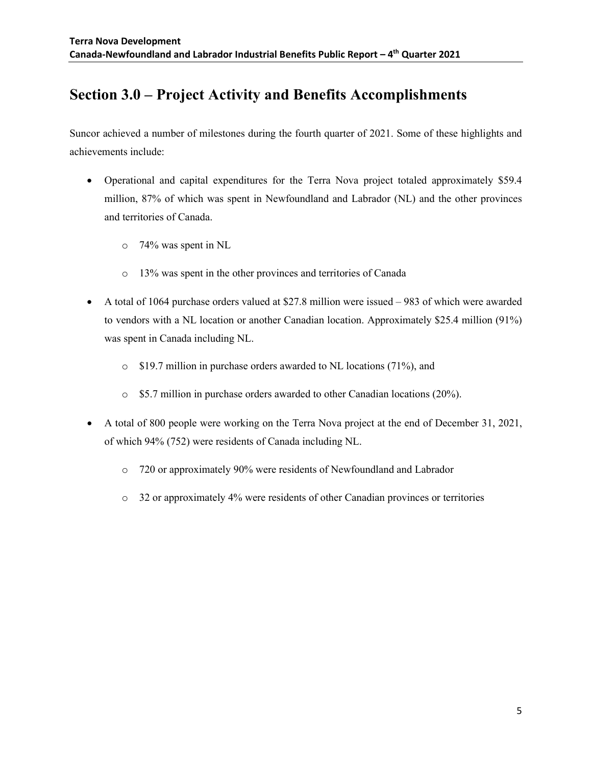# Section 3.0 – Project Activity and Benefits Accomplishments

Suncor achieved a number of milestones during the fourth quarter of 2021. Some of these highlights and achievements include:

- Operational and capital expenditures for the Terra Nova project totaled approximately $59.4 million, 87% of which was spent in Newfoundland and Labrador (NL) and the other provinces and territories of Canada.
    - 74% was spent in NL
    - 13% was spent in the other provinces and territories of Canada
- A total of 1064 purchase orders valued at $27.8 million were issued – 983 of which were awarded to vendors with a NL location or another Canadian location. Approximately $25.4 million (91%) was spent in Canada including NL.
    - $19.7 million in purchase orders awarded to NL locations (71%), and
    - $5.7 million in purchase orders awarded to other Canadian locations (20%).
- A total of 800 people were working on the Terra Nova project at the end of December 31, 2021, of which 94% (752) were residents of Canada including NL.
    - 720 or approximately 90% were residents of Newfoundland and Labrador
    - 32 or approximately 4% were residents of other Canadian provinces or territories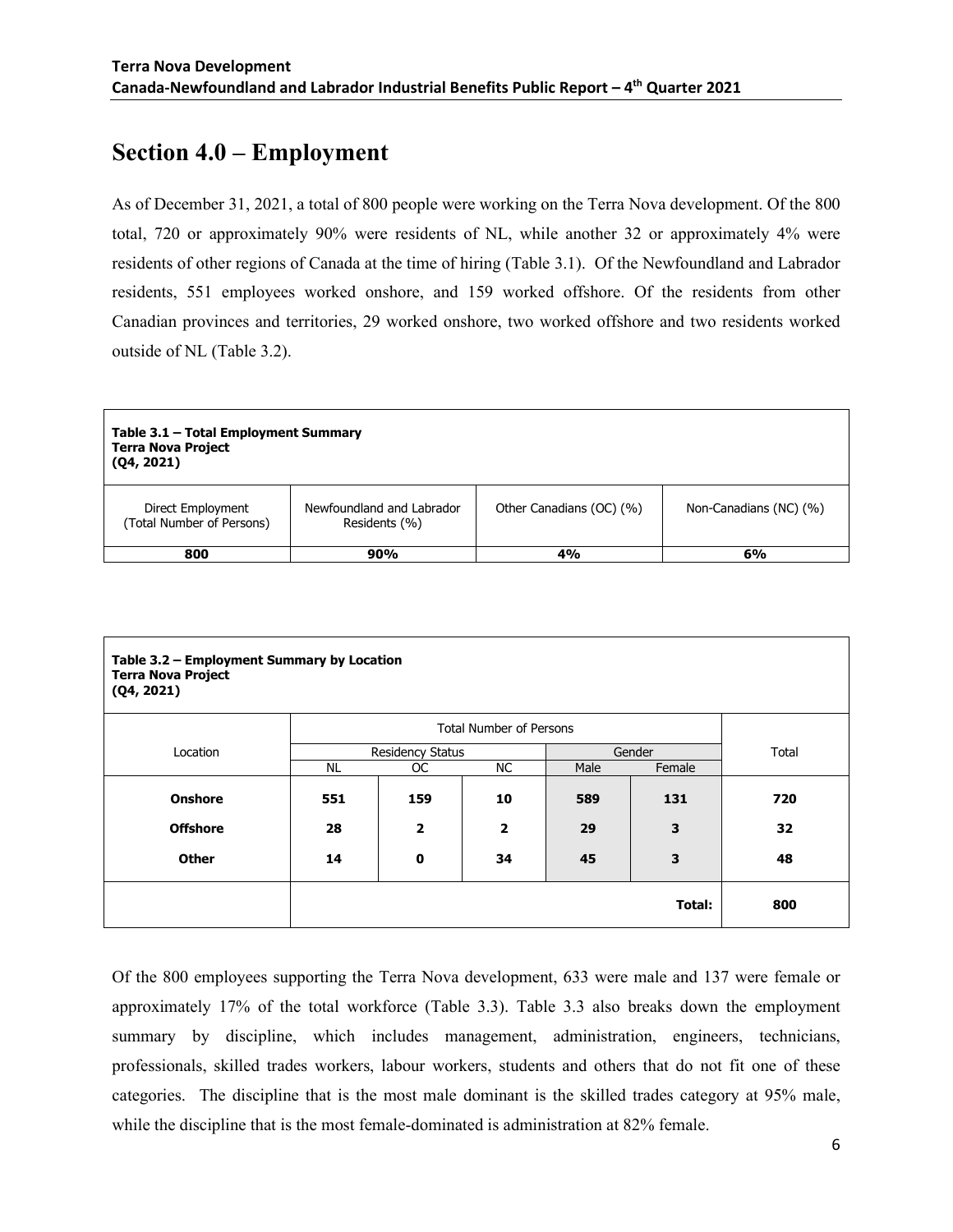## Section 4.0 – Employment

As of December 31, 2021, a total of 800 people were working on the Terra Nova development. Of the 800 total, 720 or approximately 90% were residents of NL, while another 32 or approximately 4% were residents of other regions of Canada at the time of hiring (Table 3.1). Of the Newfoundland and Labrador residents, 551 employees worked onshore, and 159 worked offshore. Of the residents from other Canadian provinces and territories, 29 worked onshore, two worked offshore and two residents worked outside of NL (Table 3.2).

**Table 3.1 – Total Employment Summary**
**Terra Nova Project**
**(Q4, 2021)**

| Direct Employment (Total Number of Persons) | Newfoundland and Labrador Residents (%) | Other Canadians (OC) (%) | Non-Canadians (NC) (%) |
|---|---|---|---|
| **800** | **90%** | **4%** | **6%** |

**Table 3.2 – Employment Summary by Location**
**Terra Nova Project**
**(Q4, 2021)**

| Location | Total Number of Persons | | | | | Total |
|---|---|---|---|---|---|---|
| | Residency Status | | | Gender | | |
| | NL | OC | NC | Male | Female | |
| **Onshore** | **551** | **159** | **10** | **589** | **131** | **720** |
| **Offshore** | **28** | **2** | **2** | **29** | **3** | **32** |
| **Other** | **14** | **0** | **34** | **45** | **3** | **48** |
| | | | | | **Total:** | **800** |

Of the 800 employees supporting the Terra Nova development, 633 were male and 137 were female or approximately 17% of the total workforce (Table 3.3). Table 3.3 also breaks down the employment summary by discipline, which includes management, administration, engineers, technicians, professionals, skilled trades workers, labour workers, students and others that do not fit one of these categories. The discipline that is the most male dominant is the skilled trades category at 95% male, while the discipline that is the most female-dominated is administration at 82% female.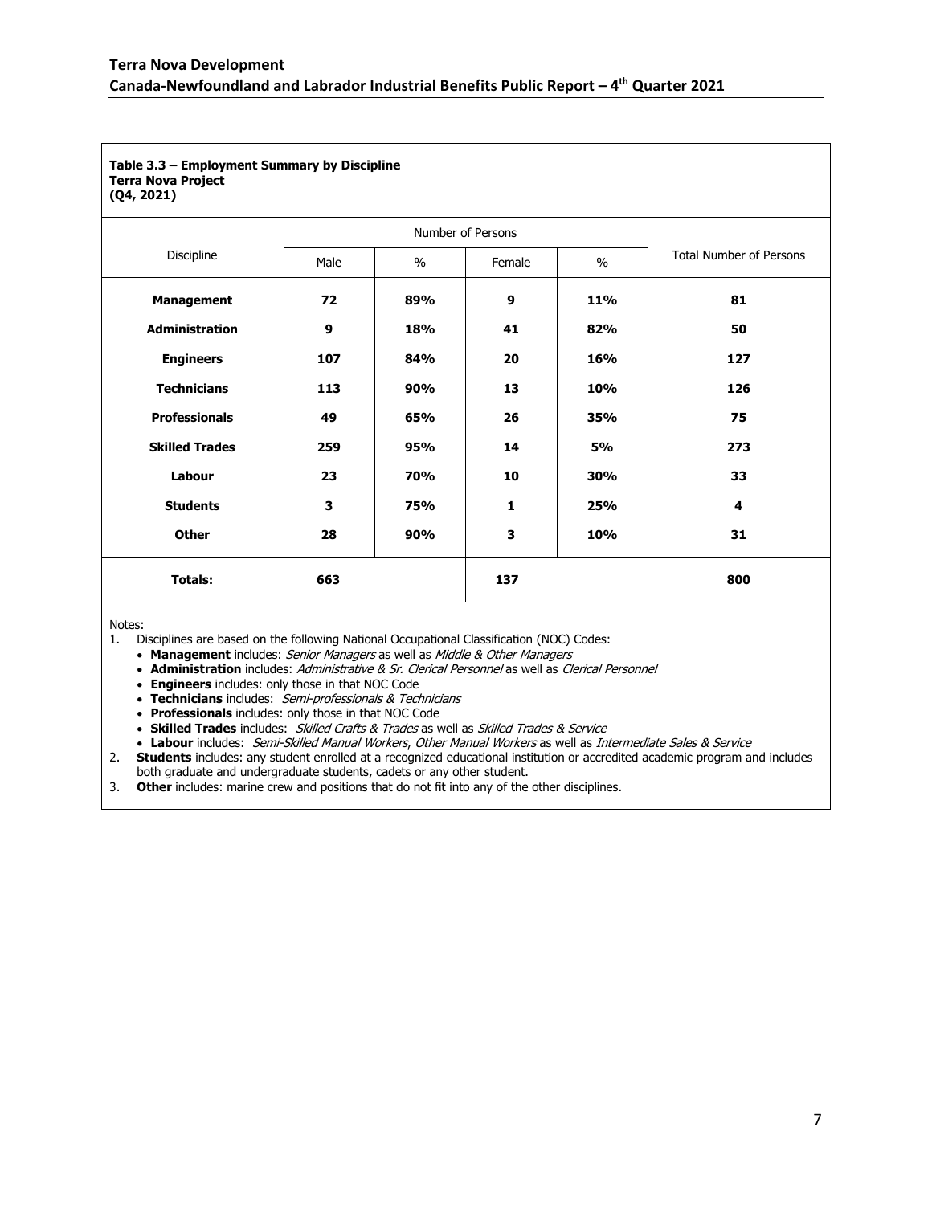**Table 3.3 – Employment Summary by Discipline**
**Terra Nova Project**
**(Q4, 2021)**

| Discipline | Number of Persons | | | | Total Number of Persons |
|---|---|---|---|---|---|
| | Male | % | Female | % | |
| **Management** | **72** | **89%** | **9** | **11%** | **81** |
| **Administration** | **9** | **18%** | **41** | **82%** | **50** |
| **Engineers** | **107** | **84%** | **20** | **16%** | **127** |
| **Technicians** | **113** | **90%** | **13** | **10%** | **126** |
| **Professionals** | **49** | **65%** | **26** | **35%** | **75** |
| **Skilled Trades** | **259** | **95%** | **14** | **5%** | **273** |
| **Labour** | **23** | **70%** | **10** | **30%** | **33** |
| **Students** | **3** | **75%** | **1** | **25%** | **4** |
| **Other** | **28** | **90%** | **3** | **10%** | **31** |
| **Totals:** | **663** | | **137** | | **800** |

Notes:

1. Disciplines are based on the following National Occupational Classification (NOC) Codes:
   - **Management** includes: *Senior Managers* as well as *Middle & Other Managers*
   - **Administration** includes: *Administrative & Sr. Clerical Personnel* as well as *Clerical Personnel*
   - **Engineers** includes: only those in that NOC Code
   - **Technicians** includes: *Semi-professionals & Technicians*
   - **Professionals** includes: only those in that NOC Code
   - **Skilled Trades** includes: *Skilled Crafts & Trades* as well as *Skilled Trades & Service*
   - **Labour** includes: *Semi-Skilled Manual Workers*, *Other Manual Workers* as well as *Intermediate Sales & Service*
2. **Students** includes: any student enrolled at a recognized educational institution or accredited academic program and includes both graduate and undergraduate students, cadets or any other student.
3. **Other** includes: marine crew and positions that do not fit into any of the other disciplines.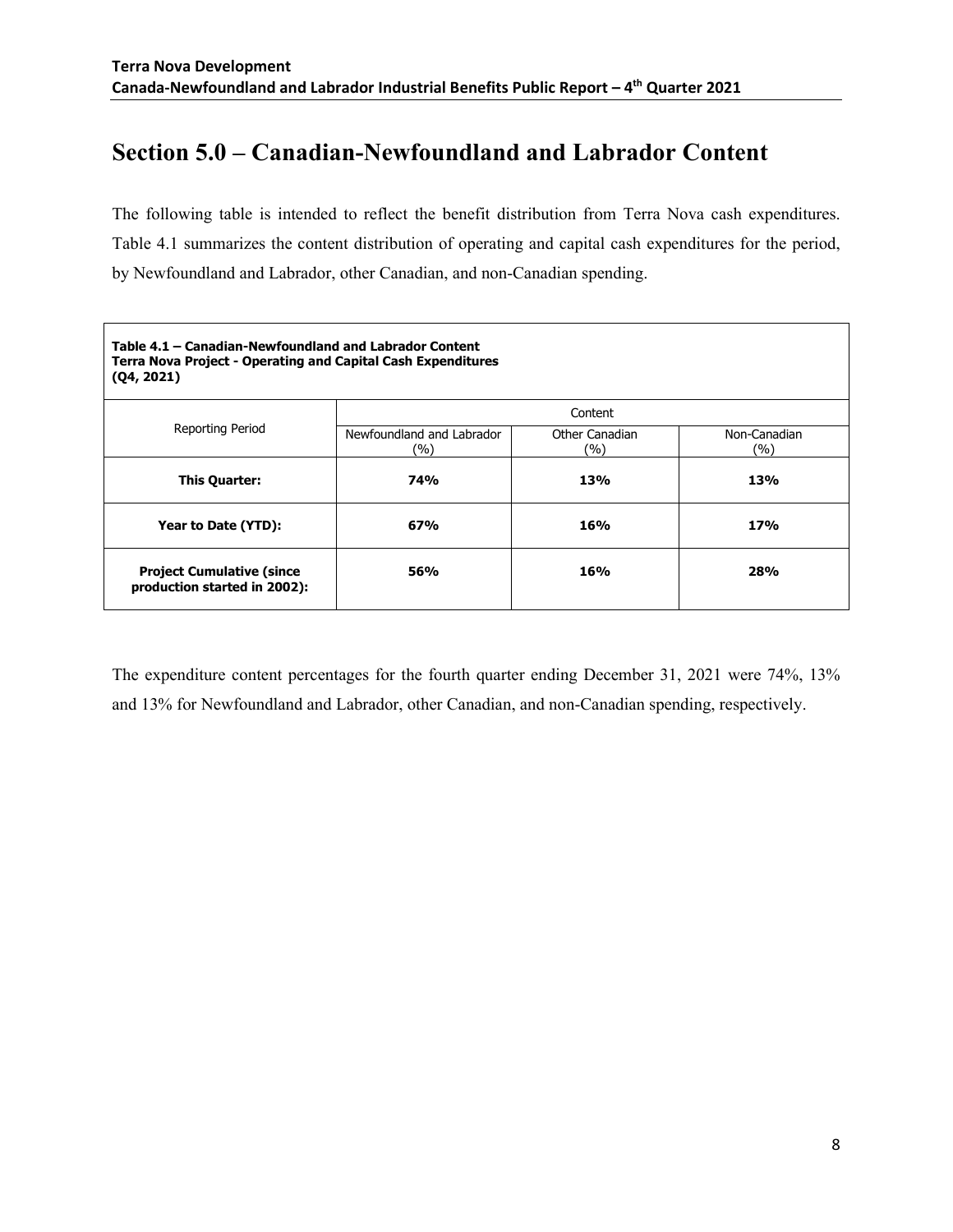# Section 5.0 – Canadian-Newfoundland and Labrador Content

The following table is intended to reflect the benefit distribution from Terra Nova cash expenditures. Table 4.1 summarizes the content distribution of operating and capital cash expenditures for the period, by Newfoundland and Labrador, other Canadian, and non-Canadian spending.

**Table 4.1 – Canadian-Newfoundland and Labrador Content**
**Terra Nova Project - Operating and Capital Cash Expenditures**
**(Q4, 2021)**

| Reporting Period | Content | | |
|---|---|---|---|
| | Newfoundland and Labrador (%) | Other Canadian (%) | Non-Canadian (%) |
| **This Quarter:** | **74%** | **13%** | **13%** |
| **Year to Date (YTD):** | **67%** | **16%** | **17%** |
| **Project Cumulative (since production started in 2002):** | **56%** | **16%** | **28%** |

The expenditure content percentages for the fourth quarter ending December 31, 2021 were 74%, 13% and 13% for Newfoundland and Labrador, other Canadian, and non-Canadian spending, respectively.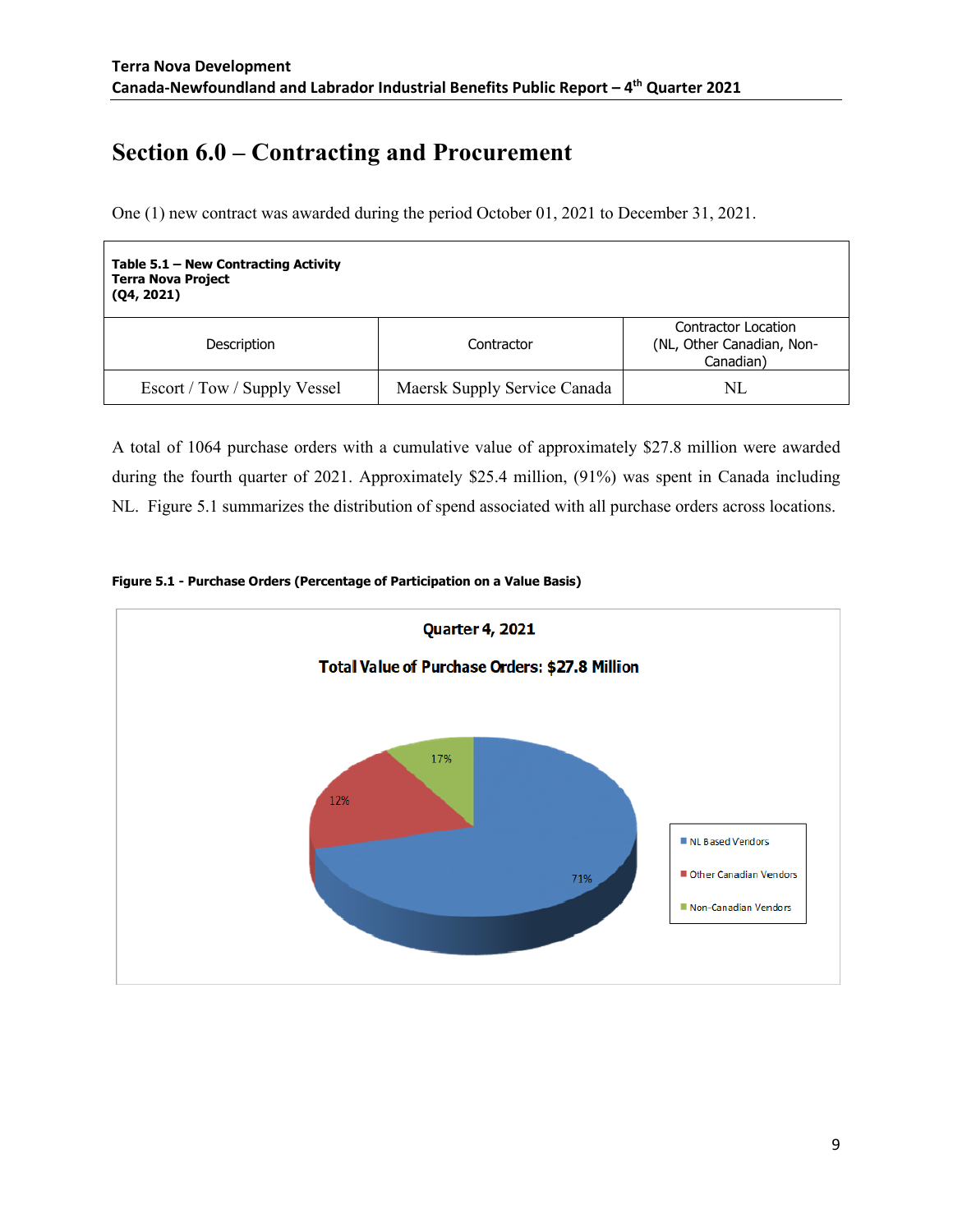# Section 6.0 – Contracting and Procurement

One (1) new contract was awarded during the period October 01, 2021 to December 31, 2021.

**Table 5.1 – New Contracting Activity**
**Terra Nova Project**
**(Q4, 2021)**

| Description | Contractor | Contractor Location (NL, Other Canadian, Non-Canadian) |
|---|---|---|
| Escort / Tow / Supply Vessel | Maersk Supply Service Canada | NL |

A total of 1064 purchase orders with a cumulative value of approximately $27.8 million were awarded during the fourth quarter of 2021. Approximately $25.4 million, (91%) was spent in Canada including NL. Figure 5.1 summarizes the distribution of spend associated with all purchase orders across locations.

**Figure 5.1 - Purchase Orders (Percentage of Participation on a Value Basis)**

**Quarter 4, 2021**

**Total Value of Purchase Orders: $27.8 Million**

- NL Based Vendors: 71%
- Other Canadian Vendors: 12%
- Non-Canadian Vendors: 17%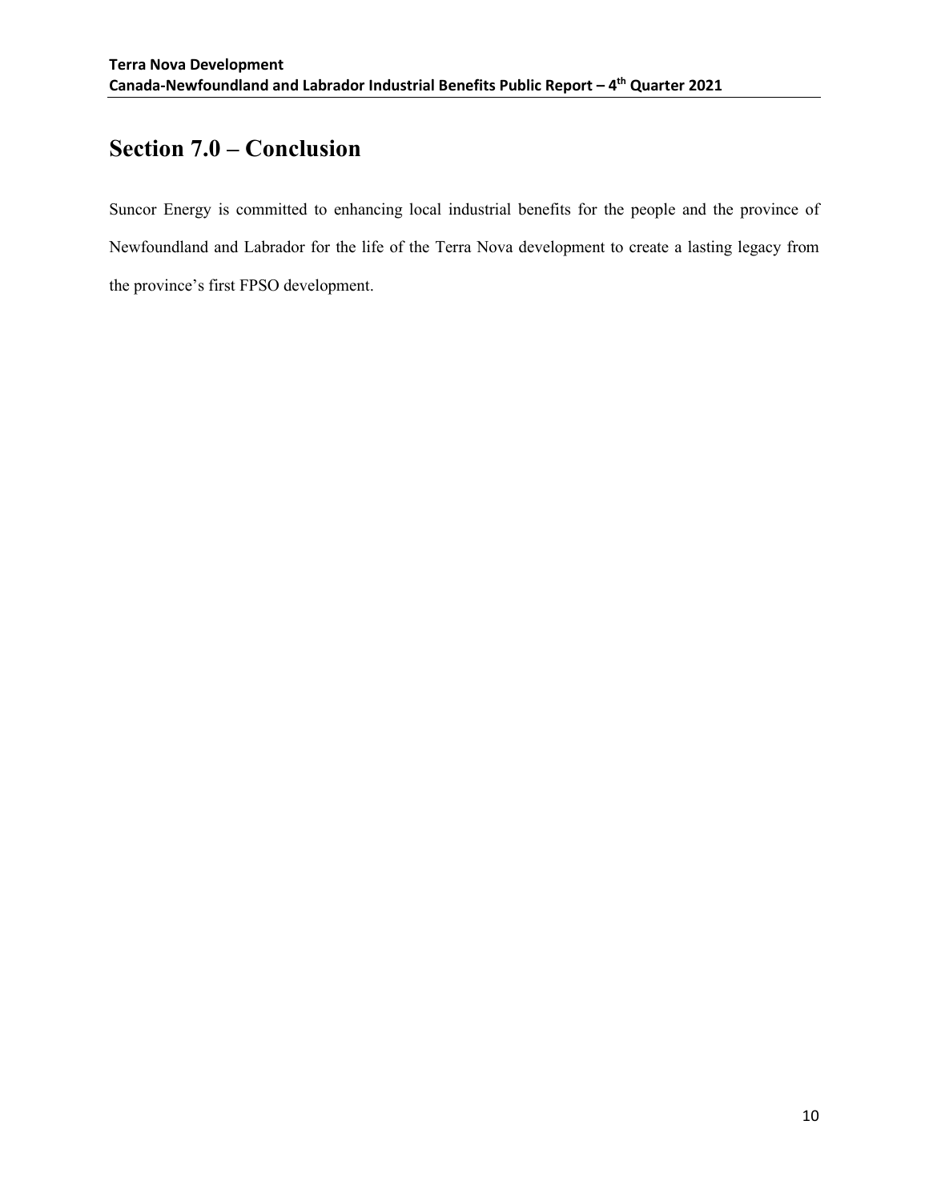# Section 7.0 – Conclusion

Suncor Energy is committed to enhancing local industrial benefits for the people and the province of Newfoundland and Labrador for the life of the Terra Nova development to create a lasting legacy from the province's first FPSO development.